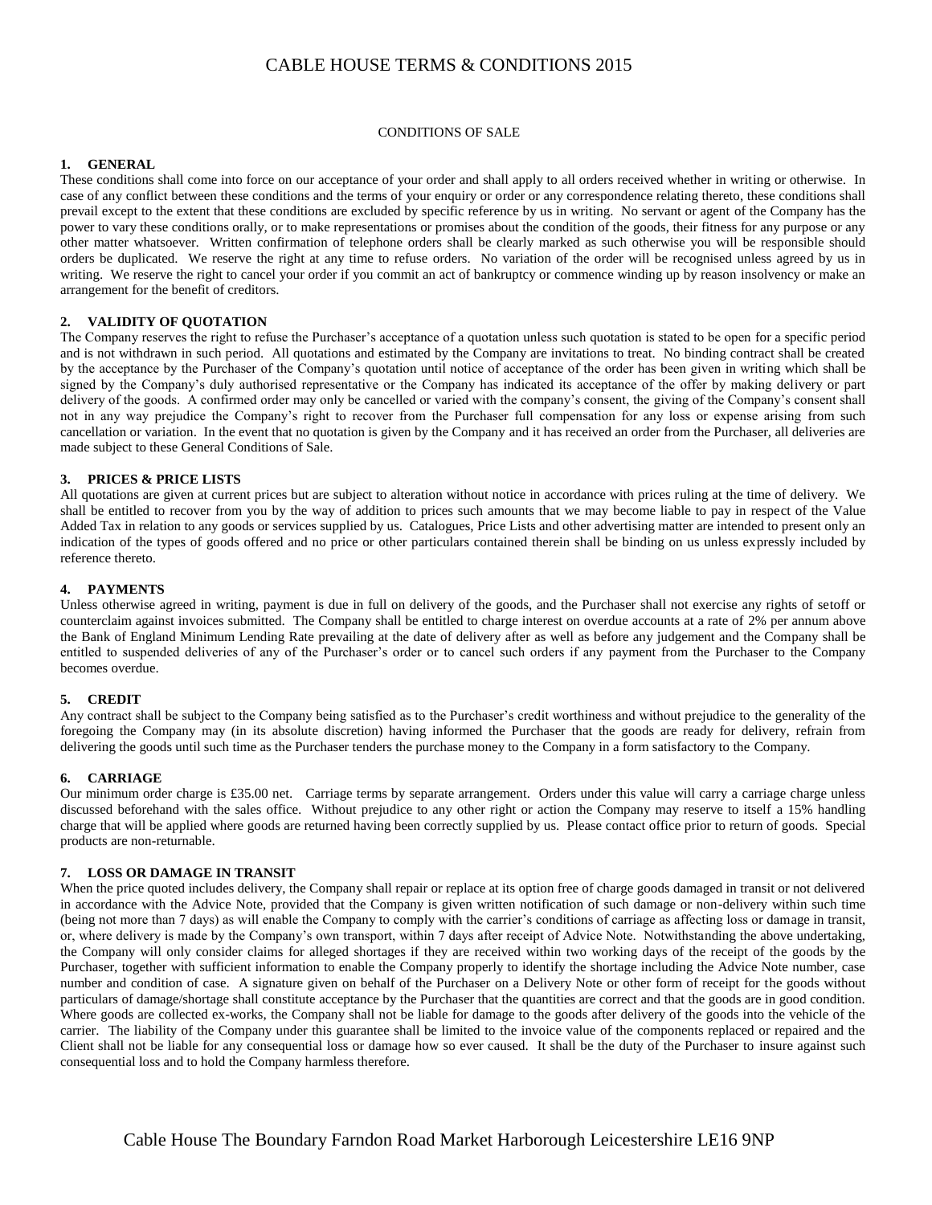# CABLE HOUSE TERMS & CONDITIONS 2015

## CONDITIONS OF SALE

### 1. GENERAL

These conditions shall come into force on our acceptance of your order and shall apply to all orders received whether in writing or otherwise. In case of any conflict between these conditions and the terms of your enquiry or order or any correspondence relating thereto, these conditions shall prevail except to the extent that these conditions are excluded by specific reference by us in writing. No servant or agent of the Company has the power to vary these conditions orally, or to make representations or promises about the condition of the goods, their fitness for any purpose or any other matter whatsoever. Written confirmation of telephone orders shall be clearly marked as such otherwise you will be responsible should orders be duplicated. We reserve the right at any time to refuse orders. No variation of the order will be recognised unless agreed by us in writing. We reserve the right to cancel your order if you commit an act of bankruptcy or commence winding up by reason insolvency or make an arrangement for the benefit of creditors.

### 2. VALIDITY OF QUOTATION

The Company reserves the right to refuse the Purchaser's acceptance of a quotation unless such quotation is stated to be open for a specific period and is not withdrawn in such period. All quotations and estimated by the Company are invitations to treat. No binding contract shall be created by the acceptance by the Purchaser of the Company's quotation until notice of acceptance of the order has been given in writing which shall be signed by the Company's duly authorised representative or the Company has indicated its acceptance of the offer by making delivery or part delivery of the goods. A confirmed order may only be cancelled or varied with the company's consent, the giving of the Company's consent shall not in any way prejudice the Company's right to recover from the Purchaser full compensation for any loss or expense arising from such cancellation or variation. In the event that no quotation is given by the Company and it has received an order from the Purchaser, all deliveries are made subject to these General Conditions of Sale.

### 3. PRICES & PRICE LISTS

All quotations are given at current prices but are subject to alteration without notice in accordance with prices ruling at the time of delivery. We shall be entitled to recover from you by the way of addition to prices such amounts that we may become liable to pay in respect of the Value Added Tax in relation to any goods or services supplied by us. Catalogues, Price Lists and other advertising matter are intended to present only an indication of the types of goods offered and no price or other particulars contained therein shall be binding on us unless expressly included by reference thereto.

### 4. PAYMENTS

Unless otherwise agreed in writing, payment is due in full on delivery of the goods, and the Purchaser shall not exercise any rights of setoff or counterclaim against invoices submitted. The Company shall be entitled to charge interest on overdue accounts at a rate of 2% per annum above the Bank of England Minimum Lending Rate prevailing at the date of delivery after as well as before any judgement and the Company shall be entitled to suspended deliveries of any of the Purchaser's order or to cancel such orders if any payment from the Purchaser to the Company becomes overdue.

### 5. CREDIT

Any contract shall be subject to the Company being satisfied as to the Purchaser's credit worthiness and without prejudice to the generality of the foregoing the Company may (in its absolute discretion) having informed the Purchaser that the goods are ready for delivery, refrain from delivering the goods until such time as the Purchaser tenders the purchase money to the Company in a form satisfactory to the Company.

### 6. CARRIAGE

Our minimum order charge is £35.00 net. Carriage terms by separate arrangement. Orders under this value will carry a carriage charge unless discussed beforehand with the sales office. Without prejudice to any other right or action the Company may reserve to itself a 15% handling charge that will be applied where goods are returned having been correctly supplied by us. Please contact office prior to return of goods. Special products are non-returnable.

### 7. LOSS OR DAMAGE IN TRANSIT

When the price quoted includes delivery, the Company shall repair or replace at its option free of charge goods damaged in transit or not delivered in accordance with the Advice Note, provided that the Company is given written notification of such damage or non-delivery within such time (being not more than 7 days) as will enable the Company to comply with the carrier's conditions of carriage as affecting loss or damage in transit, or, where delivery is made by the Company's own transport, within 7 days after receipt of Advice Note. Notwithstanding the above undertaking, the Company will only consider claims for alleged shortages if they are received within two working days of the receipt of the goods by the Purchaser, together with sufficient information to enable the Company properly to identify the shortage including the Advice Note number, case number and condition of case. A signature given on behalf of the Purchaser on a Delivery Note or other form of receipt for the goods without particulars of damage/shortage shall constitute acceptance by the Purchaser that the quantities are correct and that the goods are in good condition. Where goods are collected ex-works, the Company shall not be liable for damage to the goods after delivery of the goods into the vehicle of the carrier. The liability of the Company under this guarantee shall be limited to the invoice value of the components replaced or repaired and the Client shall not be liable for any consequential loss or damage how so ever caused. It shall be the duty of the Purchaser to insure against such consequential loss and to hold the Company harmless therefore.

Cable House The Boundary Farndon Road Market Harborough Leicestershire LE16 9NP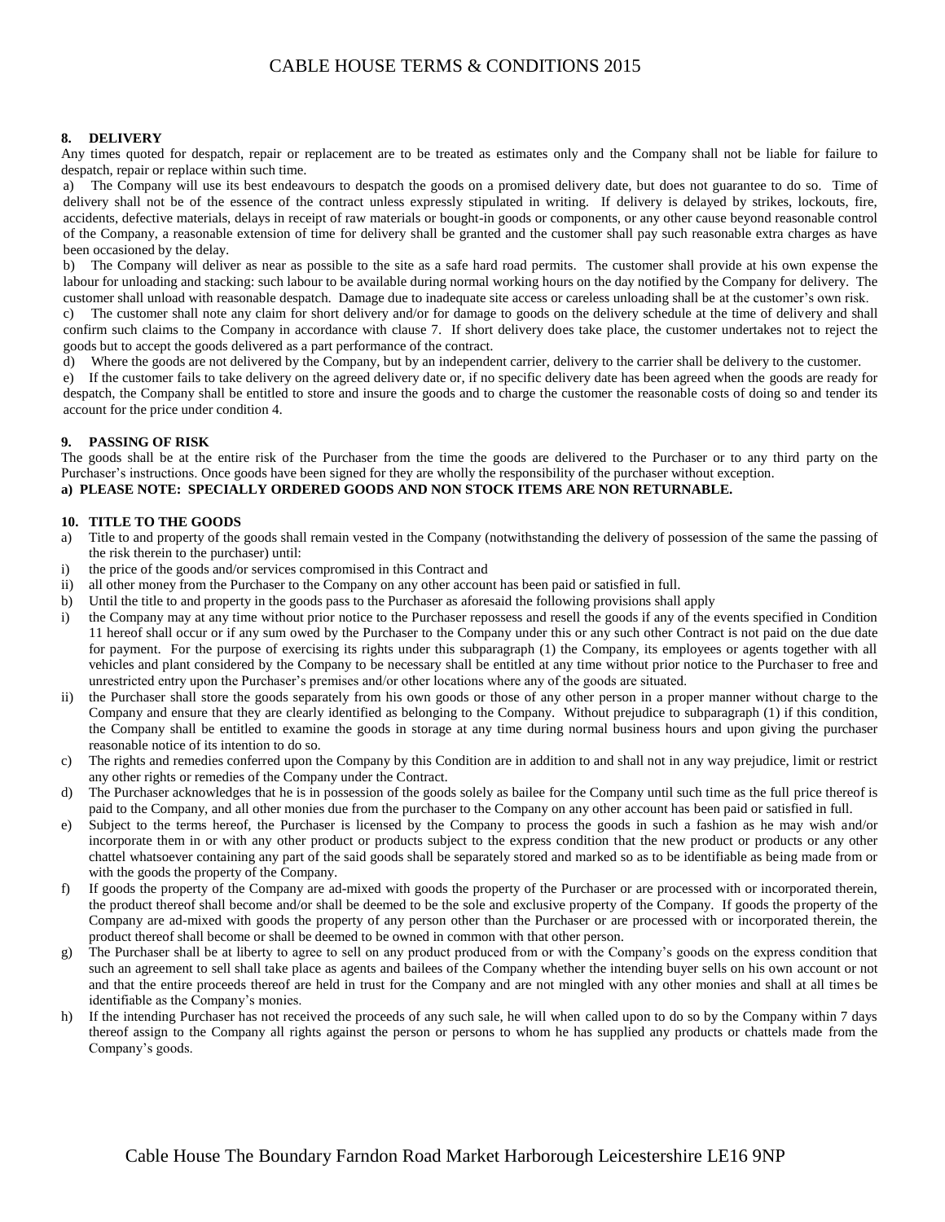## 8. DELIVERY

Any times quoted for despatch, repair or replacement are to be treated as estimates only and the Company shall not be liable for failure to despatch, repair or replace within such time.

a) The Company will use its best endeavours to despatch the goods on a promised delivery date, but does not guarantee to do so. Time of delivery shall not be of the essence of the contract unless expressly stipulated in writing. If delivery is delayed by strikes, lockouts, fire, accidents, defective materials, delays in receipt of raw materials or bought-in goods or components, or any other cause beyond reasonable control of the Company, a reasonable extension of time for delivery shall be granted and the customer shall pay such reasonable extra charges as have been occasioned by the delay.

b) The Company will deliver as near as possible to the site as a safe hard road permits. The customer shall provide at his own expense the labour for unloading and stacking: such labour to be available during normal working hours on the day notified by the Company for delivery. The customer shall unload with reasonable despatch. Damage due to inadequate site access or careless unloading shall be at the customer's own risk.

c) The customer shall note any claim for short delivery and/or for damage to goods on the delivery schedule at the time of delivery and shall confirm such claims to the Company in accordance with clause 7. If short delivery does take place, the customer undertakes not to reject the goods but to accept the goods delivered as a part performance of the contract.

d) Where the goods are not delivered by the Company, but by an independent carrier, delivery to the carrier shall be delivery to the customer.

e) If the customer fails to take delivery on the agreed delivery date or, if no specific delivery date has been agreed when the goods are ready for despatch, the Company shall be entitled to store and insure the goods and to charge the customer the reasonable costs of doing so and tender its account for the price under condition 4.

## 9. PASSING OF RISK

The goods shall be at the entire risk of the Purchaser from the time the goods are delivered to the Purchaser or to any third party on the Purchaser's instructions. Once goods have been signed for they are wholly the responsibility of the purchaser without exception.

**a) PLEASE NOTE: SPECIALLY ORDERED GOODS AND NON STOCK ITEMS ARE NON RETURNABLE.**

## 10. TITLE TO THE GOODS

a) Title to and property of the goods shall remain vested in the Company (notwithstanding the delivery of possession of the same the passing of the risk therein to the purchaser) until:

i) the price of the goods and/or services compromised in this Contract and

ii) all other money from the Purchaser to the Company on any other account has been paid or satisfied in full.

b) Until the title to and property in the goods pass to the Purchaser as aforesaid the following provisions shall apply

i) the Company may at any time without prior notice to the Purchaser repossess and resell the goods if any of the events specified in Condition 11 hereof shall occur or if any sum owed by the Purchaser to the Company under this or any such other Contract is not paid on the due date for payment. For the purpose of exercising its rights under this subparagraph (1) the Company, its employees or agents together with all vehicles and plant considered by the Company to be necessary shall be entitled at any time without prior notice to the Purchaser to free and unrestricted entry upon the Purchaser's premises and/or other locations where any of the goods are situated.

ii) the Purchaser shall store the goods separately from his own goods or those of any other person in a proper manner without charge to the Company and ensure that they are clearly identified as belonging to the Company. Without prejudice to subparagraph (1) if this condition, the Company shall be entitled to examine the goods in storage at any time during normal business hours and upon giving the purchaser reasonable notice of its intention to do so.

c) The rights and remedies conferred upon the Company by this Condition are in addition to and shall not in any way prejudice, limit or restrict any other rights or remedies of the Company under the Contract.

d) The Purchaser acknowledges that he is in possession of the goods solely as bailee for the Company until such time as the full price thereof is paid to the Company, and all other monies due from the purchaser to the Company on any other account has been paid or satisfied in full.

e) Subject to the terms hereof, the Purchaser is licensed by the Company to process the goods in such a fashion as he may wish and/or incorporate them in or with any other product or products subject to the express condition that the new product or products or any other chattel whatsoever containing any part of the said goods shall be separately stored and marked so as to be identifiable as being made from or with the goods the property of the Company.

f) If goods the property of the Company are ad-mixed with goods the property of the Purchaser or are processed with or incorporated therein, the product thereof shall become and/or shall be deemed to be the sole and exclusive property of the Company. If goods the property of the Company are ad-mixed with goods the property of any person other than the Purchaser or are processed with or incorporated therein, the product thereof shall become or shall be deemed to be owned in common with that other person.

g) The Purchaser shall be at liberty to agree to sell on any product produced from or with the Company's goods on the express condition that such an agreement to sell shall take place as agents and bailees of the Company whether the intending buyer sells on his own account or not and that the entire proceeds thereof are held in trust for the Company and are not mingled with any other monies and shall at all times be identifiable as the Company's monies.

h) If the intending Purchaser has not received the proceeds of any such sale, he will when called upon to do so by the Company within 7 days thereof assign to the Company all rights against the person or persons to whom he has supplied any products or chattels made from the Company's goods.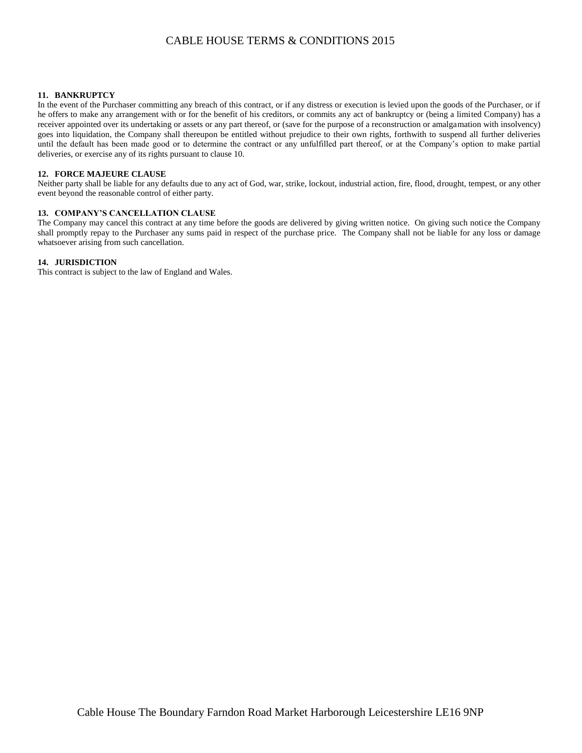**11. BANKRUPTCY**

In the event of the Purchaser committing any breach of this contract, or if any distress or execution is levied upon the goods of the Purchaser, or if he offers to make any arrangement with or for the benefit of his creditors, or commits any act of bankruptcy or (being a limited Company) has a receiver appointed over its undertaking or assets or any part thereof, or (save for the purpose of a reconstruction or amalgamation with insolvency) goes into liquidation, the Company shall thereupon be entitled without prejudice to their own rights, forthwith to suspend all further deliveries until the default has been made good or to determine the contract or any unfulfilled part thereof, or at the Company's option to make partial deliveries, or exercise any of its rights pursuant to clause 10.

**12. FORCE MAJEURE CLAUSE**

Neither party shall be liable for any defaults due to any act of God, war, strike, lockout, industrial action, fire, flood, drought, tempest, or any other event beyond the reasonable control of either party.

**13. COMPANY'S CANCELLATION CLAUSE**

The Company may cancel this contract at any time before the goods are delivered by giving written notice. On giving such notice the Company shall promptly repay to the Purchaser any sums paid in respect of the purchase price. The Company shall not be liable for any loss or damage whatsoever arising from such cancellation.

**14. JURISDICTION**

This contract is subject to the law of England and Wales.